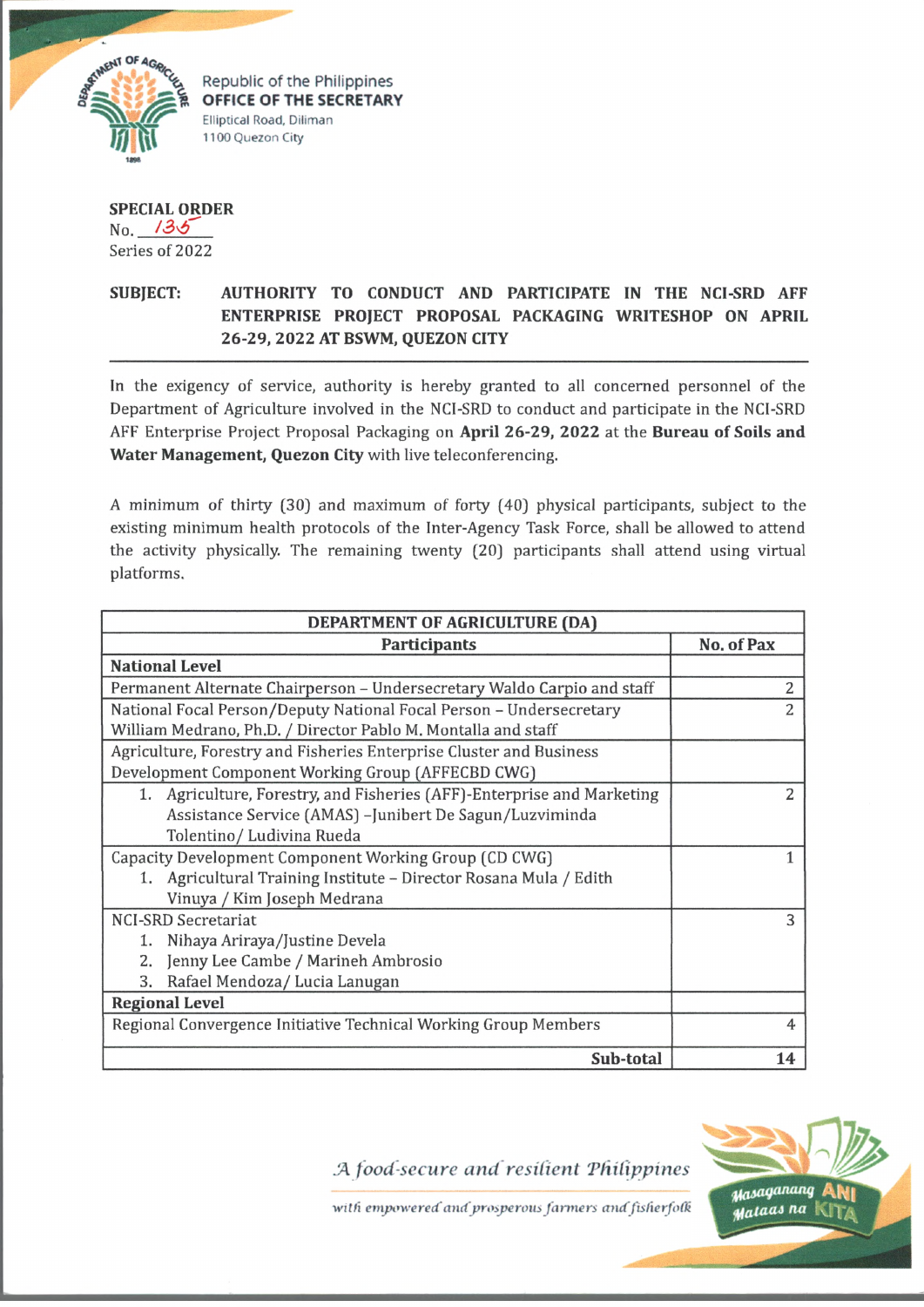Republic of the Philippines
**OFFICE OF THE SECRETARY**
Elliptical Road, Diliman
1100 Quezon City

**SPECIAL ORDER**
No. 135
Series of 2022

**SUBJECT: AUTHORITY TO CONDUCT AND PARTICIPATE IN THE NCI-SRD AFF ENTERPRISE PROJECT PROPOSAL PACKAGING WRITESHOP ON APRIL 26-29, 2022 AT BSWM, QUEZON CITY**

---

In the exigency of service, authority is hereby granted to all concerned personnel of the Department of Agriculture involved in the NCI-SRD to conduct and participate in the NCI-SRD AFF Enterprise Project Proposal Packaging on **April 26-29, 2022** at the **Bureau of Soils and Water Management, Quezon City** with live teleconferencing.

A minimum of thirty (30) and maximum of forty (40) physical participants, subject to the existing minimum health protocols of the Inter-Agency Task Force, shall be allowed to attend the activity physically. The remaining twenty (20) participants shall attend using virtual platforms.

| DEPARTMENT OF AGRICULTURE (DA) | |
|---|---|
| **Participants** | **No. of Pax** |
| **National Level** | |
| Permanent Alternate Chairperson – Undersecretary Waldo Carpio and staff | 2 |
| National Focal Person/Deputy National Focal Person – Undersecretary William Medrano, Ph.D. / Director Pablo M. Montalla and staff | 2 |
| Agriculture, Forestry and Fisheries Enterprise Cluster and Business Development Component Working Group (AFFECBD CWG) | |
| 1. Agriculture, Forestry, and Fisheries (AFF)-Enterprise and Marketing Assistance Service (AMAS) –Junibert De Sagun/Luzviminda Tolentino/ Ludivina Rueda | 2 |
| Capacity Development Component Working Group (CD CWG)<br>1. Agricultural Training Institute – Director Rosana Mula / Edith Vinuya / Kim Joseph Medrana | 1 |
| NCI-SRD Secretariat<br>1. Nihaya Ariraya/Justine Devela<br>2. Jenny Lee Cambe / Marineh Ambrosio<br>3. Rafael Mendoza/ Lucia Lanugan | 3 |
| **Regional Level** | |
| Regional Convergence Initiative Technical Working Group Members | 4 |
| **Sub-total** | **14** |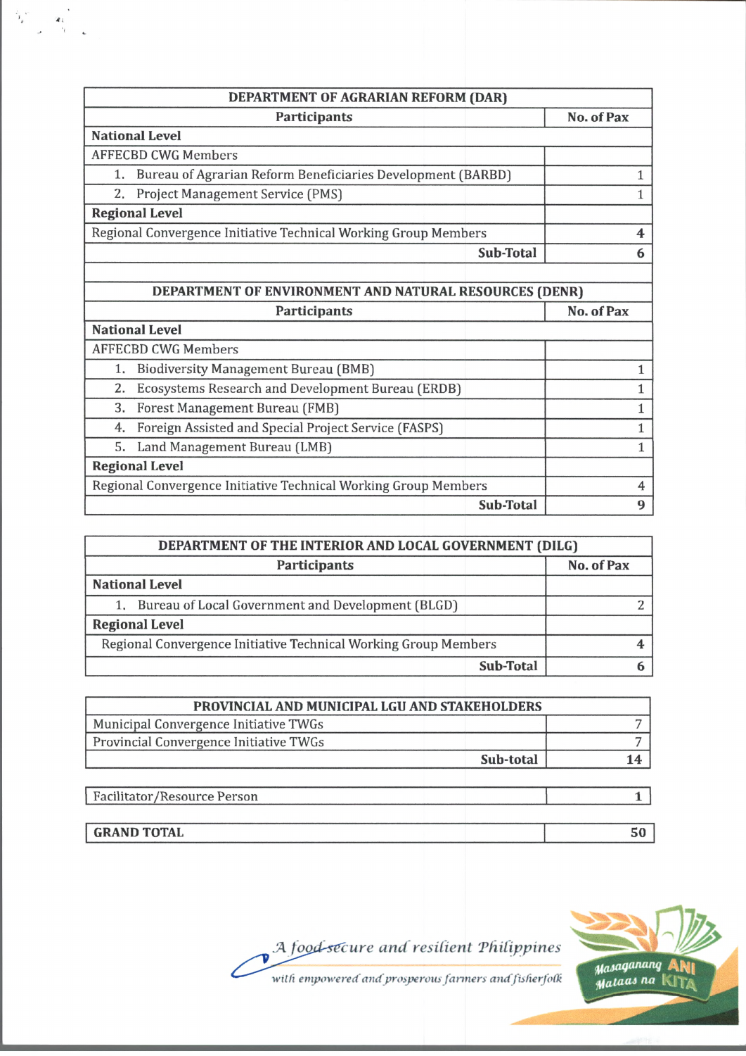| DEPARTMENT OF AGRARIAN REFORM (DAR) | |
|---|---|
| **Participants** | **No. of Pax** |
| **National Level** | |
| AFFECBD CWG Members | |
| 1. Bureau of Agrarian Reform Beneficiaries Development (BARBD) | 1 |
| 2. Project Management Service (PMS) | 1 |
| **Regional Level** | |
| Regional Convergence Initiative Technical Working Group Members | **4** |
| **Sub-Total** | **6** |

| DEPARTMENT OF ENVIRONMENT AND NATURAL RESOURCES (DENR) | |
|---|---|
| **Participants** | **No. of Pax** |
| **National Level** | |
| AFFECBD CWG Members | |
| 1. Biodiversity Management Bureau (BMB) | 1 |
| 2. Ecosystems Research and Development Bureau (ERDB) | 1 |
| 3. Forest Management Bureau (FMB) | 1 |
| 4. Foreign Assisted and Special Project Service (FASPS) | 1 |
| 5. Land Management Bureau (LMB) | 1 |
| **Regional Level** | |
| Regional Convergence Initiative Technical Working Group Members | 4 |
| **Sub-Total** | **9** |

| DEPARTMENT OF THE INTERIOR AND LOCAL GOVERNMENT (DILG) | |
|---|---|
| **Participants** | **No. of Pax** |
| **National Level** | |
| 1. Bureau of Local Government and Development (BLGD) | 2 |
| **Regional Level** | |
| Regional Convergence Initiative Technical Working Group Members | 4 |
| **Sub-Total** | **6** |

| PROVINCIAL AND MUNICIPAL LGU AND STAKEHOLDERS | |
|---|---|
| Municipal Convergence Initiative TWGs | 7 |
| Provincial Convergence Initiative TWGs | 7 |
| **Sub-total** | **14** |

| Facilitator/Resource Person | 1 |
|---|---|

| **GRAND TOTAL** | **50** |
|---|---|

*A food-secure and resilient Philippines with empowered and prosperous farmers and fisherfolk*

Masaganang ANI Mataas na KITA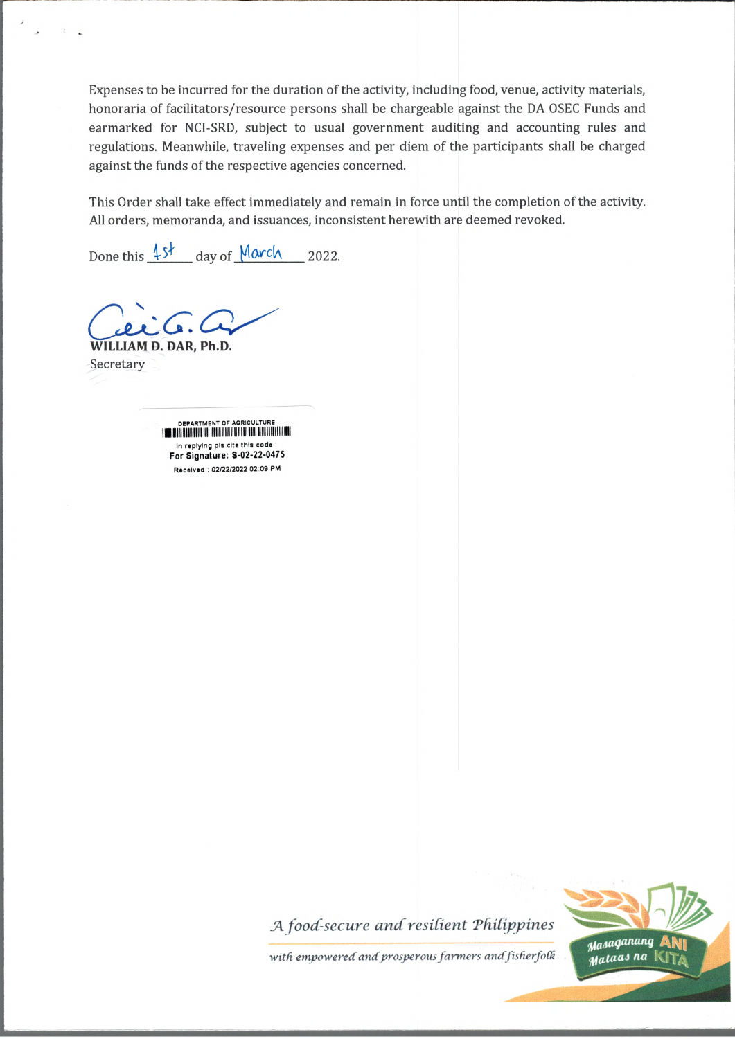Expenses to be incurred for the duration of the activity, including food, venue, activity materials, honoraria of facilitators/resource persons shall be chargeable against the DA OSEC Funds and earmarked for NCI-SRD, subject to usual government auditing and accounting rules and regulations. Meanwhile, traveling expenses and per diem of the participants shall be charged against the funds of the respective agencies concerned.

This Order shall take effect immediately and remain in force until the completion of the activity. All orders, memoranda, and issuances, inconsistent herewith are deemed revoked.

Done this 1st day of March 2022.

**WILLIAM D. DAR, Ph.D.**
Secretary

DEPARTMENT OF AGRICULTURE
In replying pls cite this code :
**For Signature: S-02-22-0475**
Received : 02/22/2022 02:09 PM

*A food-secure and resilient Philippines*
*with empowered and prosperous farmers and fisherfolk*

Masaganang ANI Mataas na KITA